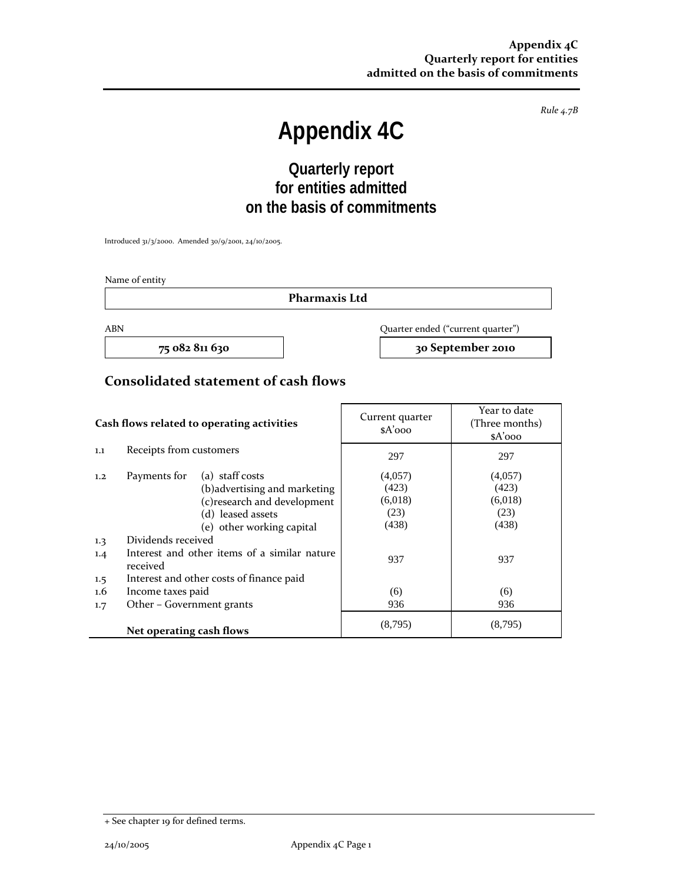*Rule 4.7B*

# Appendix 4C

## Quarterly report for entities admitted on the basis of commitments

Introduced 31/3/2000. Amended 30/9/2001, 24/10/2005.

Name of entity

**Pharmaxis Ltd**

| ABN | Quarter ended ("current quarter") |
|---|---|
| **75 082 811 630** | **30 September 2010** |

## Consolidated statement of cash flows

| | Cash flows related to operating activities | Current quarter $A'000 | Year to date (Three months) $A'000 |
|---|---|---|---|
| 1.1 | Receipts from customers | 297 | 297 |
| 1.2 | Payments for (a) staff costs | (4,057) | (4,057) |
| | (b) advertising and marketing | (423) | (423) |
| | (c) research and development | (6,018) | (6,018) |
| | (d) leased assets | (23) | (23) |
| | (e) other working capital | (438) | (438) |
| 1.3 | Dividends received | | |
| 1.4 | Interest and other items of a similar nature received | 937 | 937 |
| 1.5 | Interest and other costs of finance paid | | |
| 1.6 | Income taxes paid | (6) | (6) |
| 1.7 | Other – Government grants | 936 | 936 |
| | **Net operating cash flows** | (8,795) | (8,795) |

+ See chapter 19 for defined terms.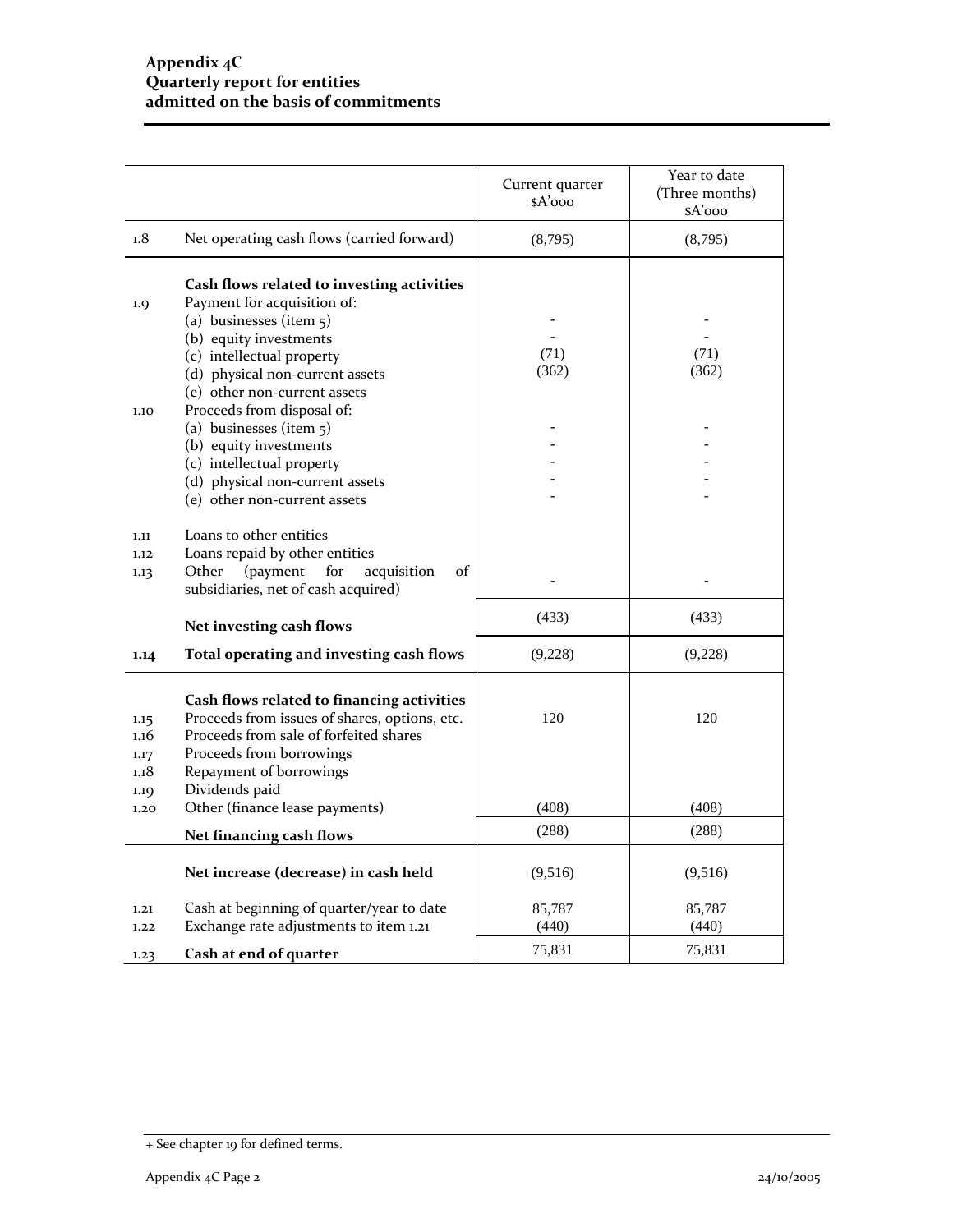| | | Current quarter $A'000 | Year to date (Three months) $A'000 |
|---|---|---|---|
| 1.8 | Net operating cash flows (carried forward) | (8,795) | (8,795) |
| | **Cash flows related to investing activities** | | |
| 1.9 | Payment for acquisition of: | | |
| | (a) businesses (item 5) | - | - |
| | (b) equity investments | - | - |
| | (c) intellectual property | (71) | (71) |
| | (d) physical non-current assets | (362) | (362) |
| | (e) other non-current assets | | |
| 1.10 | Proceeds from disposal of: | | |
| | (a) businesses (item 5) | - | - |
| | (b) equity investments | - | - |
| | (c) intellectual property | - | - |
| | (d) physical non-current assets | - | - |
| | (e) other non-current assets | - | - |
| 1.11 | Loans to other entities | | |
| 1.12 | Loans repaid by other entities | | |
| 1.13 | Other (payment for acquisition of subsidiaries, net of cash acquired) | - | - |
| | **Net investing cash flows** | (433) | (433) |
| **1.14** | **Total operating and investing cash flows** | (9,228) | (9,228) |
| | **Cash flows related to financing activities** | | |
| 1.15 | Proceeds from issues of shares, options, etc. | 120 | 120 |
| 1.16 | Proceeds from sale of forfeited shares | | |
| 1.17 | Proceeds from borrowings | | |
| 1.18 | Repayment of borrowings | | |
| 1.19 | Dividends paid | | |
| 1.20 | Other (finance lease payments) | (408) | (408) |
| | **Net financing cash flows** | (288) | (288) |
| | **Net increase (decrease) in cash held** | (9,516) | (9,516) |
| 1.21 | Cash at beginning of quarter/year to date | 85,787 | 85,787 |
| 1.22 | Exchange rate adjustments to item 1.21 | (440) | (440) |
| 1.23 | **Cash at end of quarter** | 75,831 | 75,831 |

+ See chapter 19 for defined terms.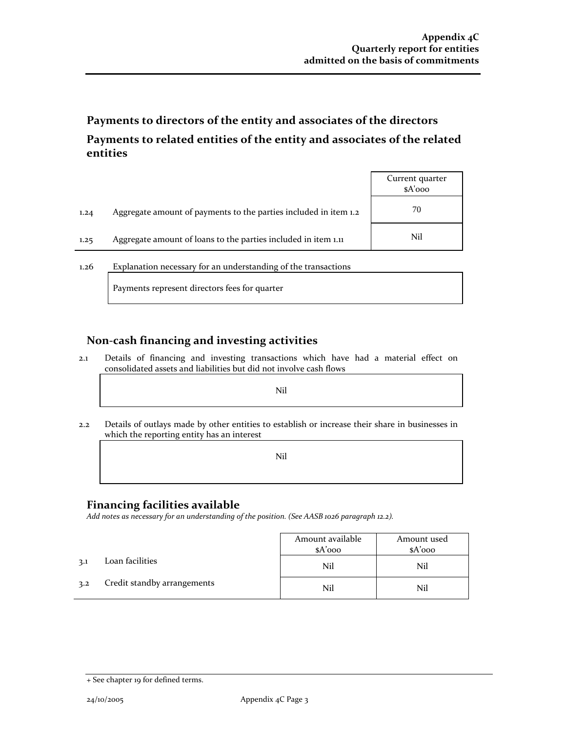## Payments to directors of the entity and associates of the directors

## Payments to related entities of the entity and associates of the related entities

| | | Current quarter $A'000 |
|---|---|---|
| 1.24 | Aggregate amount of payments to the parties included in item 1.2 | 70 |
| 1.25 | Aggregate amount of loans to the parties included in item 1.11 | Nil |

1.26 Explanation necessary for an understanding of the transactions

Payments represent directors fees for quarter

## Non-cash financing and investing activities

2.1 Details of financing and investing transactions which have had a material effect on consolidated assets and liabilities but did not involve cash flows

Nil

2.2 Details of outlays made by other entities to establish or increase their share in businesses in which the reporting entity has an interest

Nil

## Financing facilities available

*Add notes as necessary for an understanding of the position. (See AASB 1026 paragraph 12.2).*

| | | Amount available $A'000 | Amount used $A'000 |
|---|---|---|---|
| 3.1 | Loan facilities | Nil | Nil |
| 3.2 | Credit standby arrangements | Nil | Nil |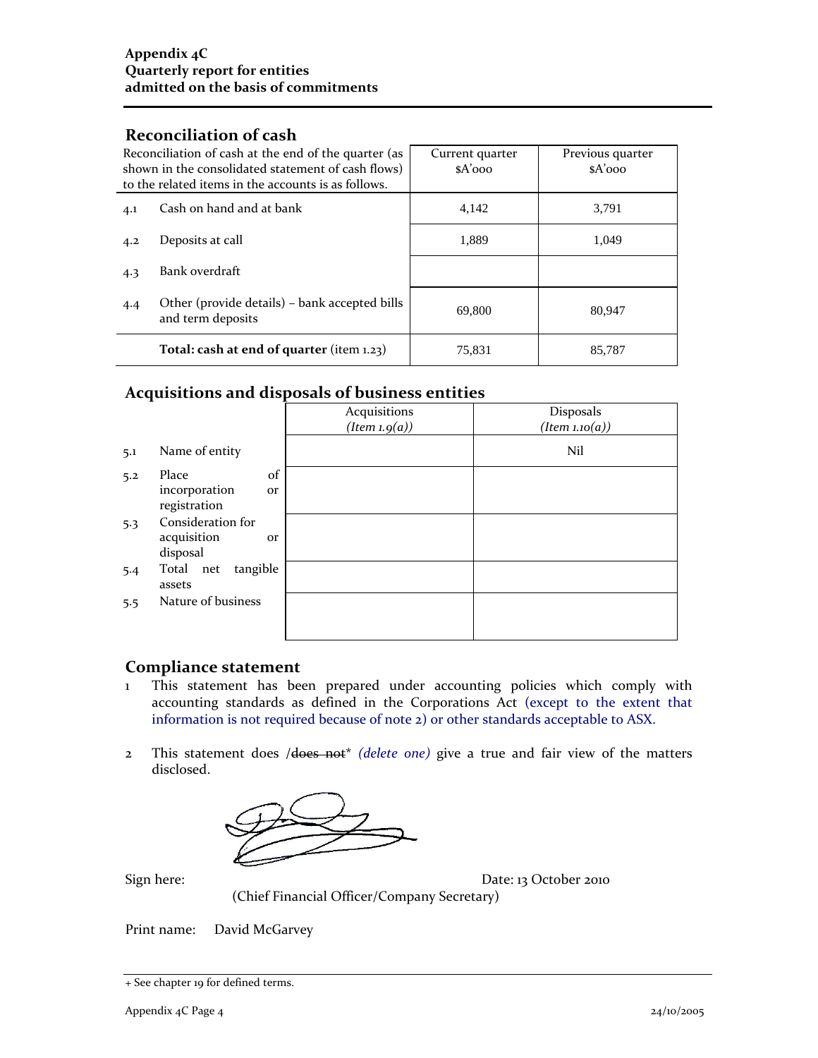**Appendix 4C**
**Quarterly report for entities**
**admitted on the basis of commitments**

## Reconciliation of cash

| Reconciliation of cash at the end of the quarter (as shown in the consolidated statement of cash flows) to the related items in the accounts is as follows. | | Current quarter $A'000 | Previous quarter $A'000 |
|---|---|---|---|
| 4.1 | Cash on hand and at bank | 4,142 | 3,791 |
| 4.2 | Deposits at call | 1,889 | 1,049 |
| 4.3 | Bank overdraft | | |
| 4.4 | Other (provide details) – bank accepted bills and term deposits | 69,800 | 80,947 |
| | **Total: cash at end of quarter** (item 1.23) | 75,831 | 85,787 |

## Acquisitions and disposals of business entities

| | | Acquisitions *(Item 1.9(a))* | Disposals *(Item 1.10(a))* |
|---|---|---|---|
| 5.1 | Name of entity | | Nil |
| 5.2 | Place of incorporation or registration | | |
| 5.3 | Consideration for acquisition or disposal | | |
| 5.4 | Total net tangible assets | | |
| 5.5 | Nature of business | | |

## Compliance statement

1. This statement has been prepared under accounting policies which comply with accounting standards as defined in the Corporations Act (except to the extent that information is not required because of note 2) or other standards acceptable to ASX.

2. This statement does /~~does not~~* *(delete one)* give a true and fair view of the matters disclosed.

Sign here: (Chief Financial Officer/Company Secretary) Date: 13 October 2010

Print name: David McGarvey

+ See chapter 19 for defined terms.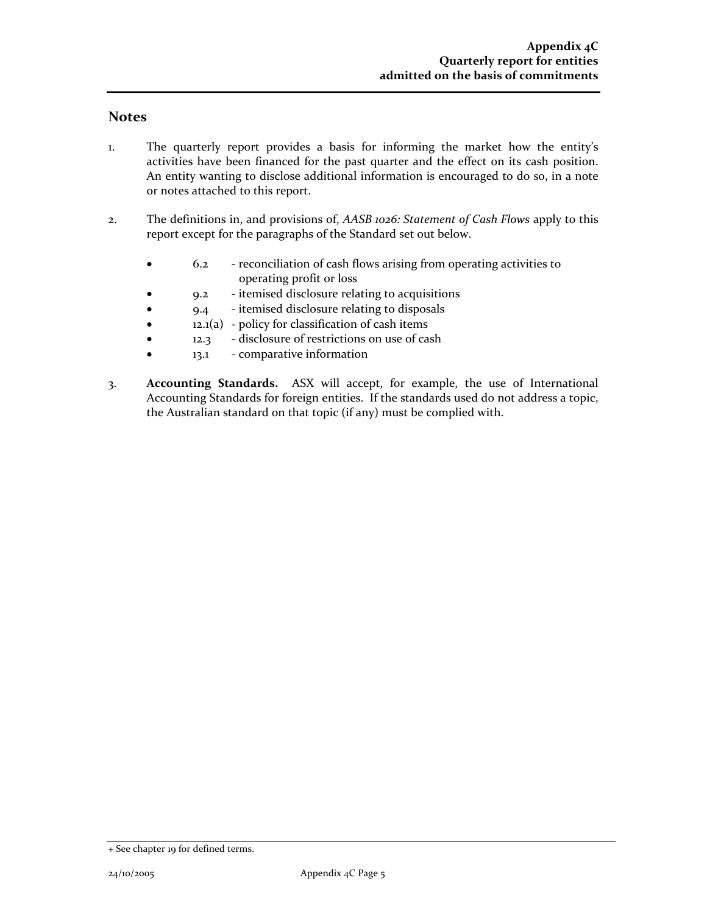## Notes

1. The quarterly report provides a basis for informing the market how the entity's activities have been financed for the past quarter and the effect on its cash position. An entity wanting to disclose additional information is encouraged to do so, in a note or notes attached to this report.

2. The definitions in, and provisions of, *AASB 1026: Statement of Cash Flows* apply to this report except for the paragraphs of the Standard set out below.

   - 6.2 - reconciliation of cash flows arising from operating activities to operating profit or loss
   - 9.2 - itemised disclosure relating to acquisitions
   - 9.4 - itemised disclosure relating to disposals
   - 12.1(a) - policy for classification of cash items
   - 12.3 - disclosure of restrictions on use of cash
   - 13.1 - comparative information

3. **Accounting Standards.** ASX will accept, for example, the use of International Accounting Standards for foreign entities. If the standards used do not address a topic, the Australian standard on that topic (if any) must be complied with.